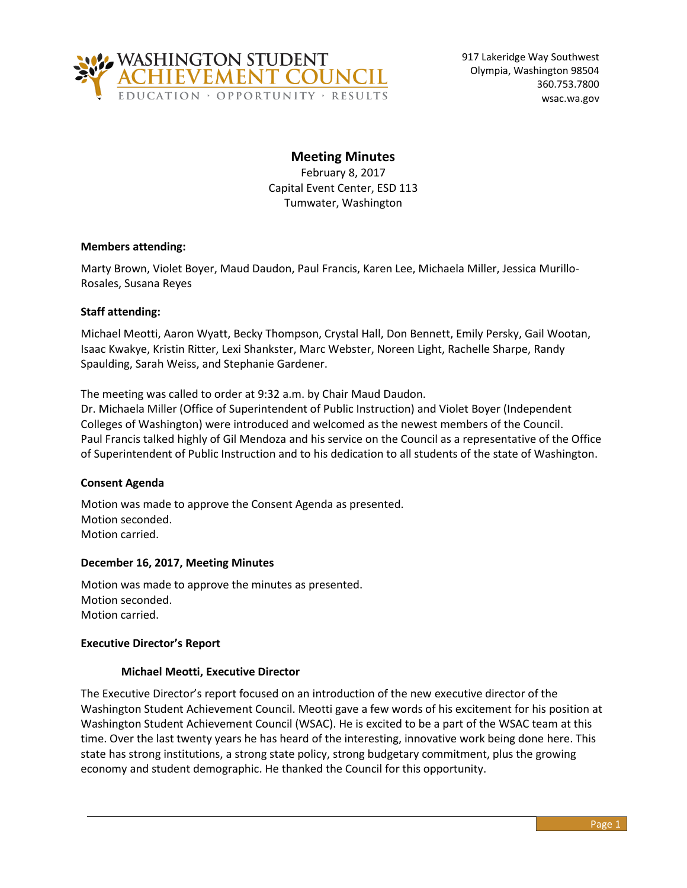WASHINGTON STUDENT ACHIEVEMENT COUNCIL
EDUCATION · OPPORTUNITY · RESULTS

917 Lakeridge Way Southwest
Olympia, Washington 98504
360.753.7800
wsac.wa.gov

# Meeting Minutes

February 8, 2017
Capital Event Center, ESD 113
Tumwater, Washington

**Members attending:**

Marty Brown, Violet Boyer, Maud Daudon, Paul Francis, Karen Lee, Michaela Miller, Jessica Murillo-Rosales, Susana Reyes

**Staff attending:**

Michael Meotti, Aaron Wyatt, Becky Thompson, Crystal Hall, Don Bennett, Emily Persky, Gail Wootan, Isaac Kwakye, Kristin Ritter, Lexi Shankster, Marc Webster, Noreen Light, Rachelle Sharpe, Randy Spaulding, Sarah Weiss, and Stephanie Gardener.

The meeting was called to order at 9:32 a.m. by Chair Maud Daudon.
Dr. Michaela Miller (Office of Superintendent of Public Instruction) and Violet Boyer (Independent Colleges of Washington) were introduced and welcomed as the newest members of the Council.
Paul Francis talked highly of Gil Mendoza and his service on the Council as a representative of the Office of Superintendent of Public Instruction and to his dedication to all students of the state of Washington.

**Consent Agenda**

Motion was made to approve the Consent Agenda as presented.
Motion seconded.
Motion carried.

**December 16, 2017, Meeting Minutes**

Motion was made to approve the minutes as presented.
Motion seconded.
Motion carried.

**Executive Director's Report**

**Michael Meotti, Executive Director**

The Executive Director's report focused on an introduction of the new executive director of the Washington Student Achievement Council. Meotti gave a few words of his excitement for his position at Washington Student Achievement Council (WSAC). He is excited to be a part of the WSAC team at this time. Over the last twenty years he has heard of the interesting, innovative work being done here. This state has strong institutions, a strong state policy, strong budgetary commitment, plus the growing economy and student demographic. He thanked the Council for this opportunity.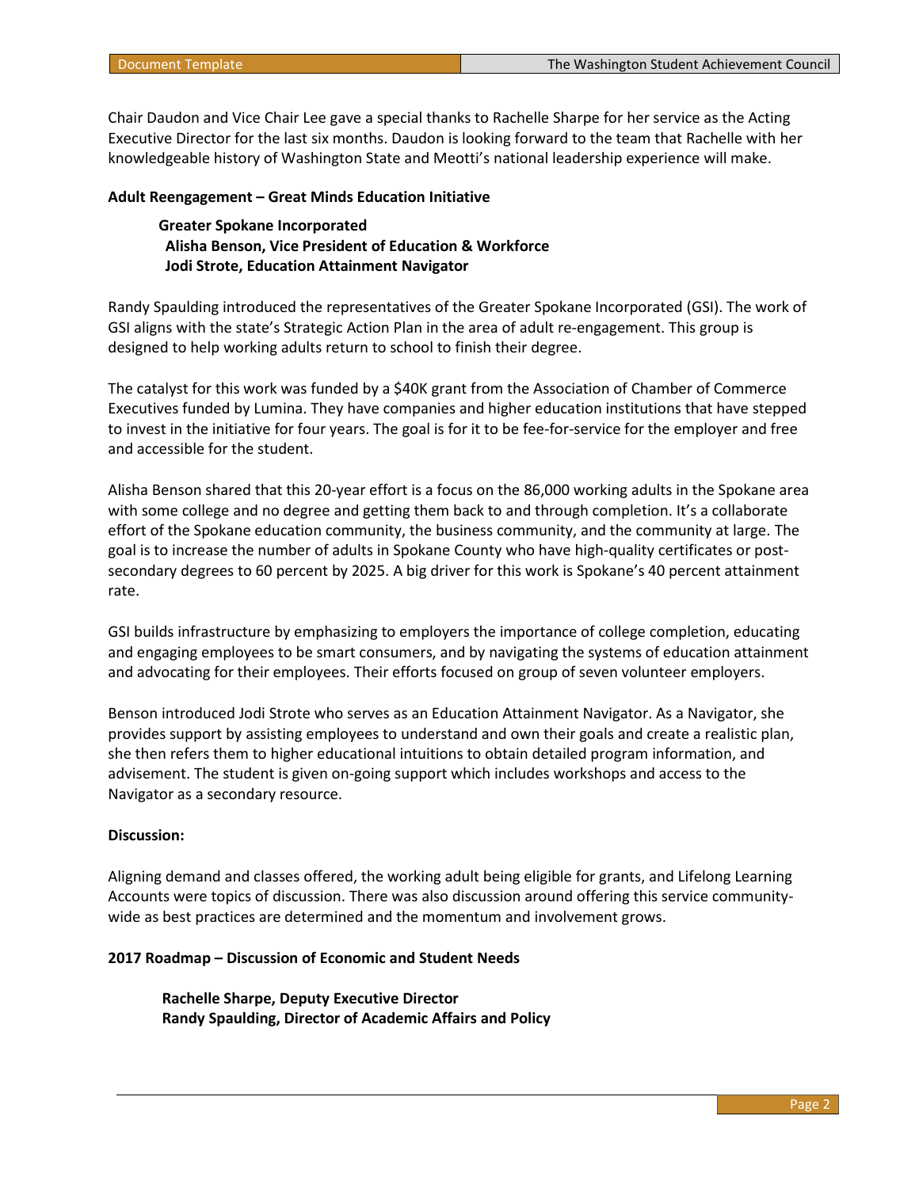Chair Daudon and Vice Chair Lee gave a special thanks to Rachelle Sharpe for her service as the Acting Executive Director for the last six months. Daudon is looking forward to the team that Rachelle with her knowledgeable history of Washington State and Meotti's national leadership experience will make.

**Adult Reengagement – Great Minds Education Initiative**

> **Greater Spokane Incorporated**
> **Alisha Benson, Vice President of Education & Workforce**
> **Jodi Strote, Education Attainment Navigator**

Randy Spaulding introduced the representatives of the Greater Spokane Incorporated (GSI). The work of GSI aligns with the state's Strategic Action Plan in the area of adult re-engagement. This group is designed to help working adults return to school to finish their degree.

The catalyst for this work was funded by a $40K grant from the Association of Chamber of Commerce Executives funded by Lumina. They have companies and higher education institutions that have stepped to invest in the initiative for four years. The goal is for it to be fee-for-service for the employer and free and accessible for the student.

Alisha Benson shared that this 20-year effort is a focus on the 86,000 working adults in the Spokane area with some college and no degree and getting them back to and through completion. It's a collaborate effort of the Spokane education community, the business community, and the community at large. The goal is to increase the number of adults in Spokane County who have high-quality certificates or post-secondary degrees to 60 percent by 2025. A big driver for this work is Spokane's 40 percent attainment rate.

GSI builds infrastructure by emphasizing to employers the importance of college completion, educating and engaging employees to be smart consumers, and by navigating the systems of education attainment and advocating for their employees. Their efforts focused on group of seven volunteer employers.

Benson introduced Jodi Strote who serves as an Education Attainment Navigator. As a Navigator, she provides support by assisting employees to understand and own their goals and create a realistic plan, she then refers them to higher educational intuitions to obtain detailed program information, and advisement. The student is given on-going support which includes workshops and access to the Navigator as a secondary resource.

**Discussion:**

Aligning demand and classes offered, the working adult being eligible for grants, and Lifelong Learning Accounts were topics of discussion. There was also discussion around offering this service community-wide as best practices are determined and the momentum and involvement grows.

**2017 Roadmap – Discussion of Economic and Student Needs**

> **Rachelle Sharpe, Deputy Executive Director**
> **Randy Spaulding, Director of Academic Affairs and Policy**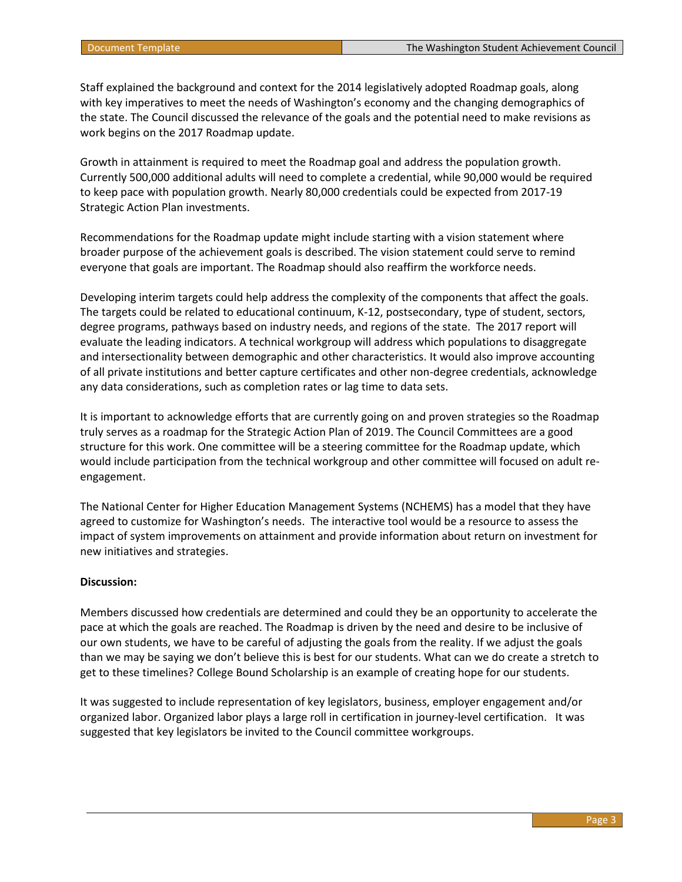Staff explained the background and context for the 2014 legislatively adopted Roadmap goals, along with key imperatives to meet the needs of Washington's economy and the changing demographics of the state. The Council discussed the relevance of the goals and the potential need to make revisions as work begins on the 2017 Roadmap update.

Growth in attainment is required to meet the Roadmap goal and address the population growth. Currently 500,000 additional adults will need to complete a credential, while 90,000 would be required to keep pace with population growth. Nearly 80,000 credentials could be expected from 2017-19 Strategic Action Plan investments.

Recommendations for the Roadmap update might include starting with a vision statement where broader purpose of the achievement goals is described. The vision statement could serve to remind everyone that goals are important. The Roadmap should also reaffirm the workforce needs.

Developing interim targets could help address the complexity of the components that affect the goals. The targets could be related to educational continuum, K-12, postsecondary, type of student, sectors, degree programs, pathways based on industry needs, and regions of the state. The 2017 report will evaluate the leading indicators. A technical workgroup will address which populations to disaggregate and intersectionality between demographic and other characteristics. It would also improve accounting of all private institutions and better capture certificates and other non-degree credentials, acknowledge any data considerations, such as completion rates or lag time to data sets.

It is important to acknowledge efforts that are currently going on and proven strategies so the Roadmap truly serves as a roadmap for the Strategic Action Plan of 2019. The Council Committees are a good structure for this work. One committee will be a steering committee for the Roadmap update, which would include participation from the technical workgroup and other committee will focused on adult re-engagement.

The National Center for Higher Education Management Systems (NCHEMS) has a model that they have agreed to customize for Washington's needs. The interactive tool would be a resource to assess the impact of system improvements on attainment and provide information about return on investment for new initiatives and strategies.

**Discussion:**

Members discussed how credentials are determined and could they be an opportunity to accelerate the pace at which the goals are reached. The Roadmap is driven by the need and desire to be inclusive of our own students, we have to be careful of adjusting the goals from the reality. If we adjust the goals than we may be saying we don't believe this is best for our students. What can we do create a stretch to get to these timelines? College Bound Scholarship is an example of creating hope for our students.

It was suggested to include representation of key legislators, business, employer engagement and/or organized labor. Organized labor plays a large roll in certification in journey-level certification. It was suggested that key legislators be invited to the Council committee workgroups.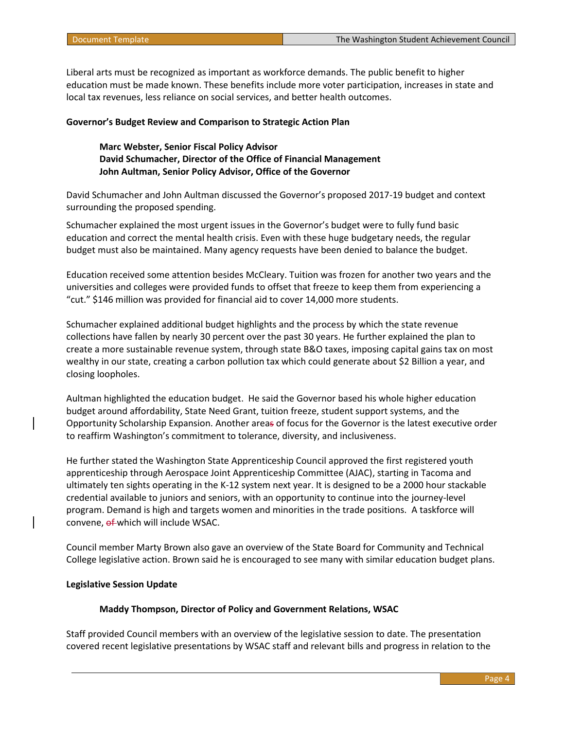Liberal arts must be recognized as important as workforce demands. The public benefit to higher education must be made known. These benefits include more voter participation, increases in state and local tax revenues, less reliance on social services, and better health outcomes.

**Governor's Budget Review and Comparison to Strategic Action Plan**

> **Marc Webster, Senior Fiscal Policy Advisor**
> **David Schumacher, Director of the Office of Financial Management**
> **John Aultman, Senior Policy Advisor, Office of the Governor**

David Schumacher and John Aultman discussed the Governor's proposed 2017-19 budget and context surrounding the proposed spending.

Schumacher explained the most urgent issues in the Governor's budget were to fully fund basic education and correct the mental health crisis. Even with these huge budgetary needs, the regular budget must also be maintained. Many agency requests have been denied to balance the budget.

Education received some attention besides McCleary. Tuition was frozen for another two years and the universities and colleges were provided funds to offset that freeze to keep them from experiencing a "cut." $146 million was provided for financial aid to cover 14,000 more students.

Schumacher explained additional budget highlights and the process by which the state revenue collections have fallen by nearly 30 percent over the past 30 years. He further explained the plan to create a more sustainable revenue system, through state B&O taxes, imposing capital gains tax on most wealthy in our state, creating a carbon pollution tax which could generate about $2 Billion a year, and closing loopholes.

Aultman highlighted the education budget. He said the Governor based his whole higher education budget around affordability, State Need Grant, tuition freeze, student support systems, and the Opportunity Scholarship Expansion. Another area of focus for the Governor is the latest executive order to reaffirm Washington's commitment to tolerance, diversity, and inclusiveness.

He further stated the Washington State Apprenticeship Council approved the first registered youth apprenticeship through Aerospace Joint Apprenticeship Committee (AJAC), starting in Tacoma and ultimately ten sights operating in the K-12 system next year. It is designed to be a 2000 hour stackable credential available to juniors and seniors, with an opportunity to continue into the journey-level program. Demand is high and targets women and minorities in the trade positions. A taskforce will convene, which will include WSAC.

Council member Marty Brown also gave an overview of the State Board for Community and Technical College legislative action. Brown said he is encouraged to see many with similar education budget plans.

**Legislative Session Update**

> **Maddy Thompson, Director of Policy and Government Relations, WSAC**

Staff provided Council members with an overview of the legislative session to date. The presentation covered recent legislative presentations by WSAC staff and relevant bills and progress in relation to the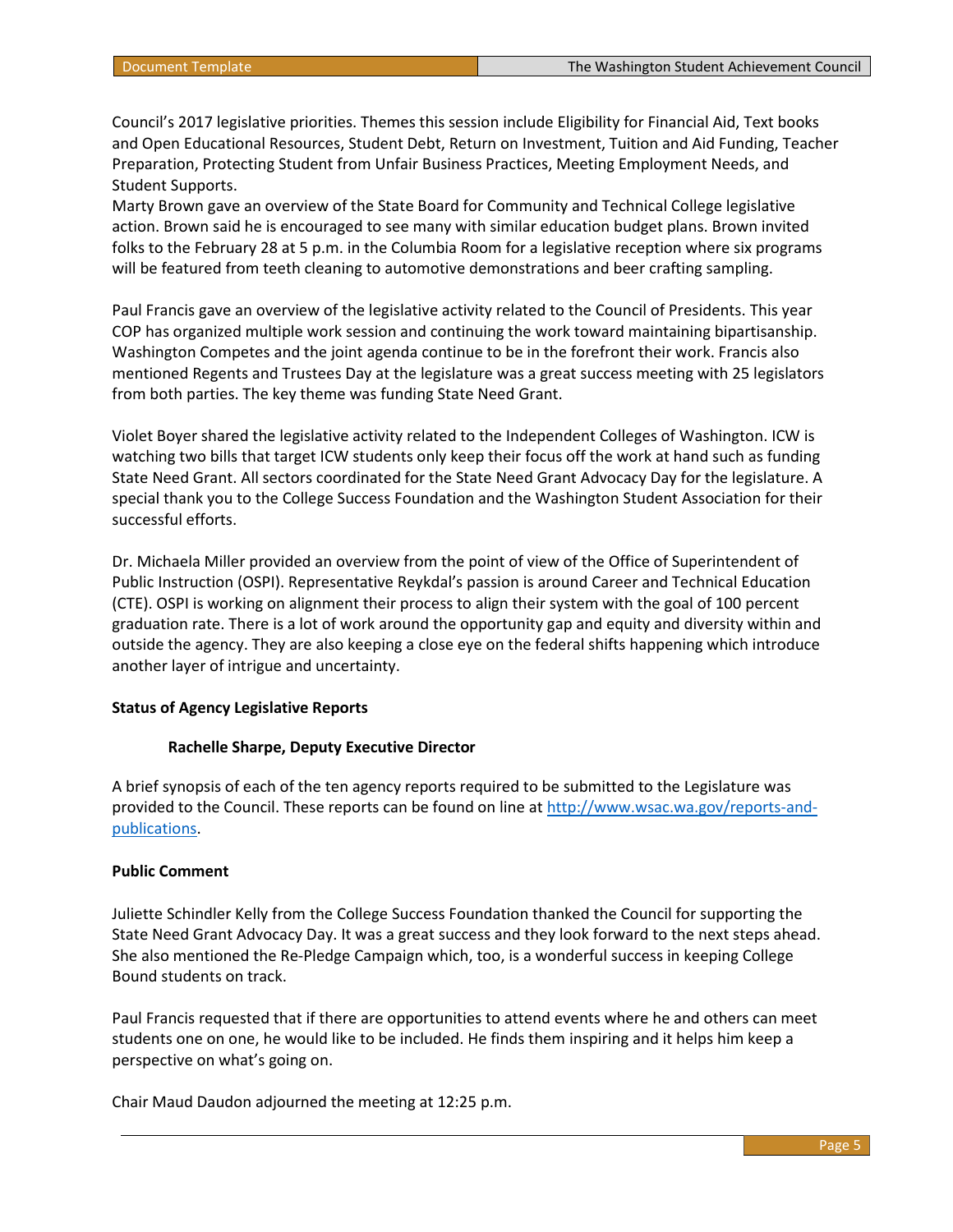Council's 2017 legislative priorities. Themes this session include Eligibility for Financial Aid, Text books and Open Educational Resources, Student Debt, Return on Investment, Tuition and Aid Funding, Teacher Preparation, Protecting Student from Unfair Business Practices, Meeting Employment Needs, and Student Supports.
Marty Brown gave an overview of the State Board for Community and Technical College legislative action. Brown said he is encouraged to see many with similar education budget plans. Brown invited folks to the February 28 at 5 p.m. in the Columbia Room for a legislative reception where six programs will be featured from teeth cleaning to automotive demonstrations and beer crafting sampling.

Paul Francis gave an overview of the legislative activity related to the Council of Presidents. This year COP has organized multiple work session and continuing the work toward maintaining bipartisanship. Washington Competes and the joint agenda continue to be in the forefront their work. Francis also mentioned Regents and Trustees Day at the legislature was a great success meeting with 25 legislators from both parties. The key theme was funding State Need Grant.

Violet Boyer shared the legislative activity related to the Independent Colleges of Washington. ICW is watching two bills that target ICW students only keep their focus off the work at hand such as funding State Need Grant. All sectors coordinated for the State Need Grant Advocacy Day for the legislature. A special thank you to the College Success Foundation and the Washington Student Association for their successful efforts.

Dr. Michaela Miller provided an overview from the point of view of the Office of Superintendent of Public Instruction (OSPI). Representative Reykdal's passion is around Career and Technical Education (CTE). OSPI is working on alignment their process to align their system with the goal of 100 percent graduation rate. There is a lot of work around the opportunity gap and equity and diversity within and outside the agency. They are also keeping a close eye on the federal shifts happening which introduce another layer of intrigue and uncertainty.

**Status of Agency Legislative Reports**

**Rachelle Sharpe, Deputy Executive Director**

A brief synopsis of each of the ten agency reports required to be submitted to the Legislature was provided to the Council. These reports can be found on line at [http://www.wsac.wa.gov/reports-and-publications](http://www.wsac.wa.gov/reports-and-publications).

**Public Comment**

Juliette Schindler Kelly from the College Success Foundation thanked the Council for supporting the State Need Grant Advocacy Day. It was a great success and they look forward to the next steps ahead. She also mentioned the Re-Pledge Campaign which, too, is a wonderful success in keeping College Bound students on track.

Paul Francis requested that if there are opportunities to attend events where he and others can meet students one on one, he would like to be included. He finds them inspiring and it helps him keep a perspective on what's going on.

Chair Maud Daudon adjourned the meeting at 12:25 p.m.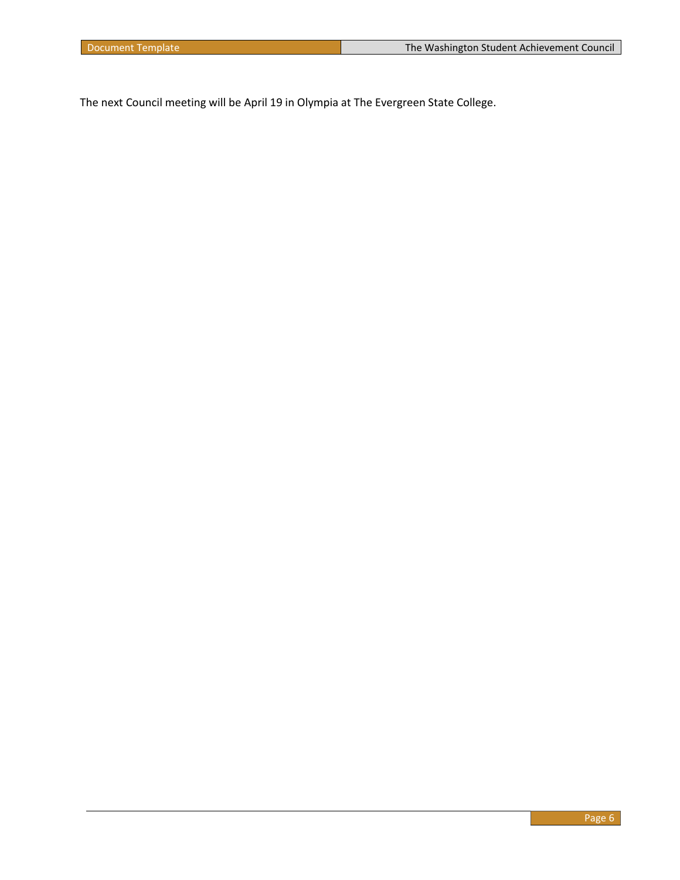The next Council meeting will be April 19 in Olympia at The Evergreen State College.